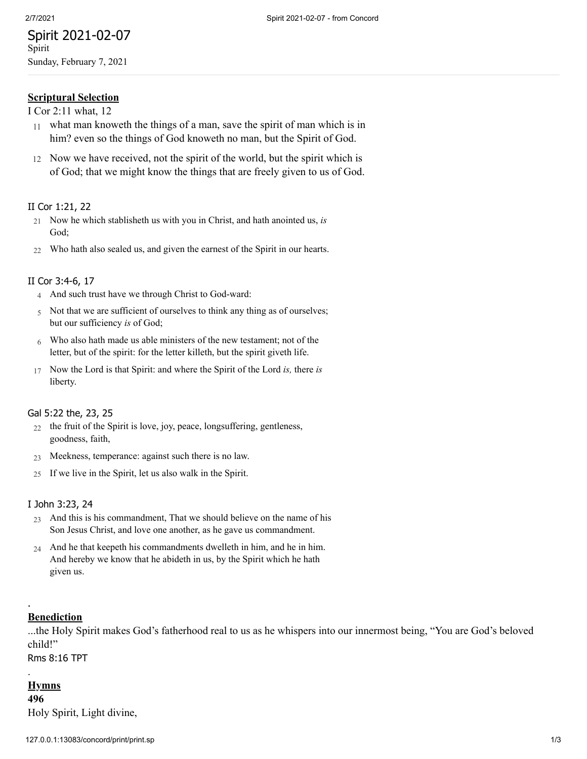# Spirit 2021-02-07

Spirit

Sunday, February 7, 2021

**Scriptural Selection**

I Cor 2:11 what, 12

11 what man knoweth the things of a man, save the spirit of man which is in him? even so the things of God knoweth no man, but the Spirit of God.

12 Now we have received, not the spirit of the world, but the spirit which is of God; that we might know the things that are freely given to us of God.

II Cor 1:21, 22

21 Now he which stablisheth us with you in Christ, and hath anointed us, *is* God;

22 Who hath also sealed us, and given the earnest of the Spirit in our hearts.

II Cor 3:4-6, 17

4 And such trust have we through Christ to God-ward:

5 Not that we are sufficient of ourselves to think any thing as of ourselves; but our sufficiency *is* of God;

6 Who also hath made us able ministers of the new testament; not of the letter, but of the spirit: for the letter killeth, but the spirit giveth life.

17 Now the Lord is that Spirit: and where the Spirit of the Lord *is,* there *is* liberty.

Gal 5:22 the, 23, 25

22 the fruit of the Spirit is love, joy, peace, longsuffering, gentleness, goodness, faith,

23 Meekness, temperance: against such there is no law.

25 If we live in the Spirit, let us also walk in the Spirit.

I John 3:23, 24

23 And this is his commandment, That we should believe on the name of his Son Jesus Christ, and love one another, as he gave us commandment.

24 And he that keepeth his commandments dwelleth in him, and he in him. And hereby we know that he abideth in us, by the Spirit which he hath given us.

.

**Benediction**

...the Holy Spirit makes God's fatherhood real to us as he whispers into our innermost being, "You are God's beloved child!"

Rms 8:16 TPT

.

**Hymns**

**496**

Holy Spirit, Light divine,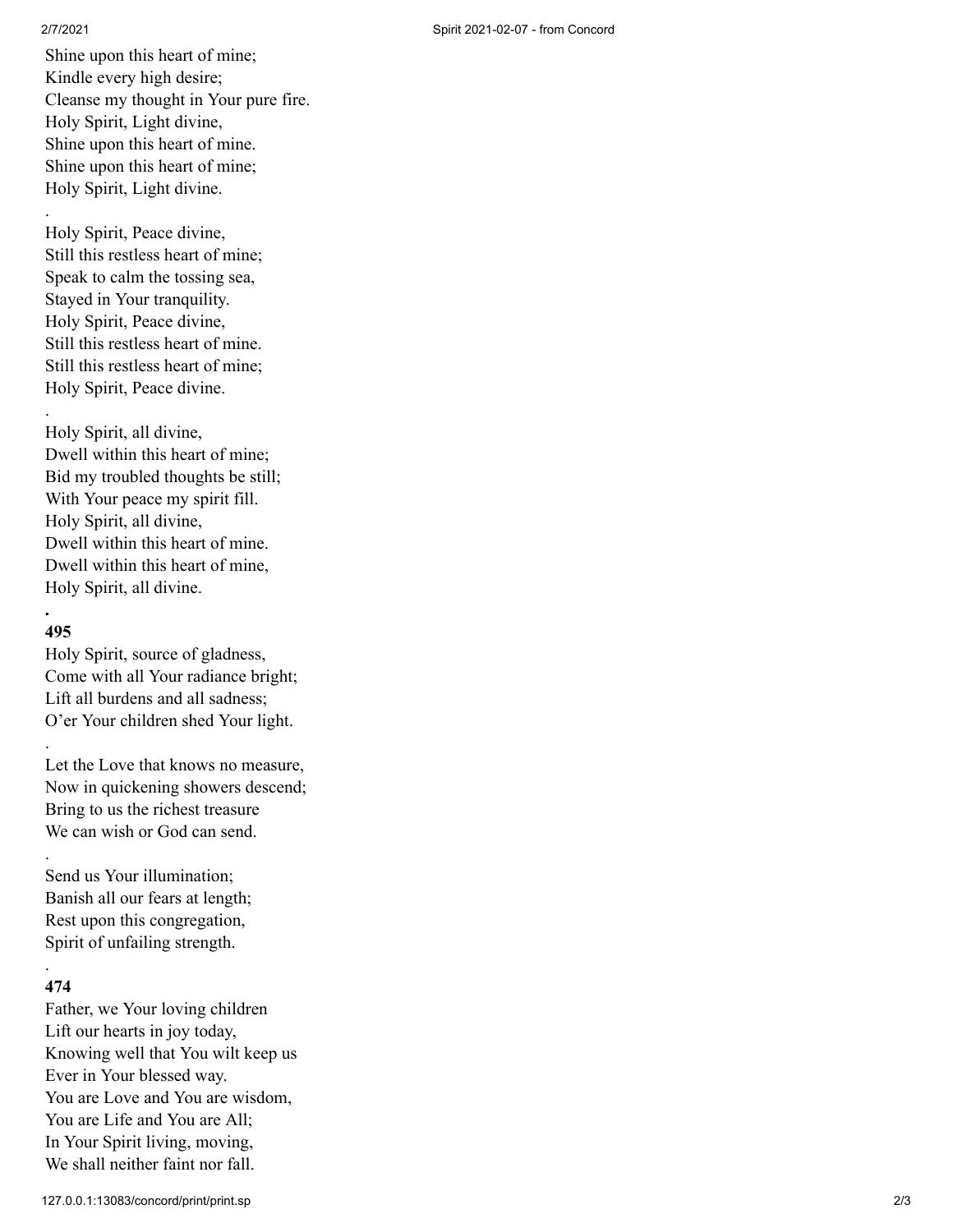Shine upon this heart of mine;
Kindle every high desire;
Cleanse my thought in Your pure fire.
Holy Spirit, Light divine,
Shine upon this heart of mine.
Shine upon this heart of mine;
Holy Spirit, Light divine.

.

Holy Spirit, Peace divine,
Still this restless heart of mine;
Speak to calm the tossing sea,
Stayed in Your tranquility.
Holy Spirit, Peace divine,
Still this restless heart of mine.
Still this restless heart of mine;
Holy Spirit, Peace divine.

.

Holy Spirit, all divine,
Dwell within this heart of mine;
Bid my troubled thoughts be still;
With Your peace my spirit fill.
Holy Spirit, all divine,
Dwell within this heart of mine.
Dwell within this heart of mine,
Holy Spirit, all divine.

**.**

**495**

Holy Spirit, source of gladness,
Come with all Your radiance bright;
Lift all burdens and all sadness;
O'er Your children shed Your light.

.

Let the Love that knows no measure,
Now in quickening showers descend;
Bring to us the richest treasure
We can wish or God can send.

.

Send us Your illumination;
Banish all our fears at length;
Rest upon this congregation,
Spirit of unfailing strength.

.

**474**

Father, we Your loving children
Lift our hearts in joy today,
Knowing well that You wilt keep us
Ever in Your blessed way.
You are Love and You are wisdom,
You are Life and You are All;
In Your Spirit living, moving,
We shall neither faint nor fall.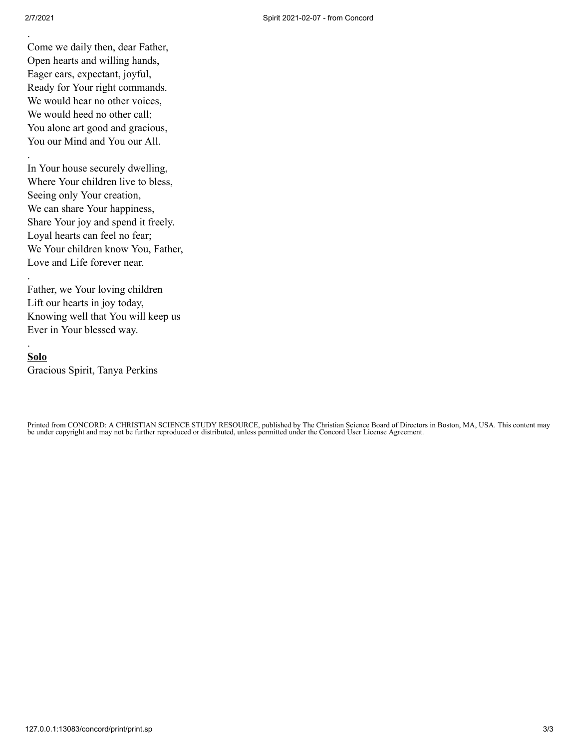.

Come we daily then, dear Father,
Open hearts and willing hands,
Eager ears, expectant, joyful,
Ready for Your right commands.
We would hear no other voices,
We would heed no other call;
You alone art good and gracious,
You our Mind and You our All.

.

In Your house securely dwelling,
Where Your children live to bless,
Seeing only Your creation,
We can share Your happiness,
Share Your joy and spend it freely.
Loyal hearts can feel no fear;
We Your children know You, Father,
Love and Life forever near.

.

Father, we Your loving children
Lift our hearts in joy today,
Knowing well that You will keep us
Ever in Your blessed way.

.

**Solo**

Gracious Spirit, Tanya Perkins

Printed from CONCORD: A CHRISTIAN SCIENCE STUDY RESOURCE, published by The Christian Science Board of Directors in Boston, MA, USA. This content may be under copyright and may not be further reproduced or distributed, unless permitted under the Concord User License Agreement.